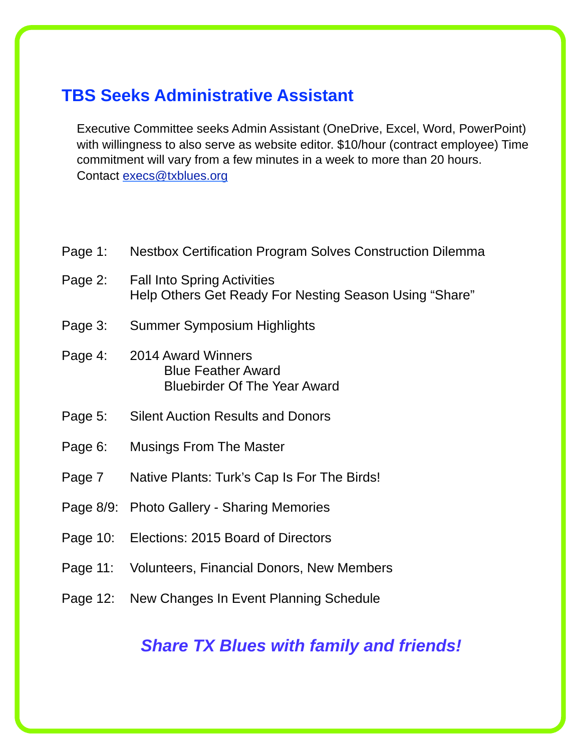## TBS Seeks Administrative Assistant

Executive Committee seeks Admin Assistant (OneDrive, Excel, Word, PowerPoint) with willingness to also serve as website editor. $10/hour (contract employee) Time commitment will vary from a few minutes in a week to more than 20 hours. Contact execs@txblues.org

| | |
|---|---|
| Page 1: | Nestbox Certification Program Solves Construction Dilemma |
| Page 2: | Fall Into Spring Activities<br>Help Others Get Ready For Nesting Season Using "Share" |
| Page 3: | Summer Symposium Highlights |
| Page 4: | 2014 Award Winners<br>Blue Feather Award<br>Bluebirder Of The Year Award |
| Page 5: | Silent Auction Results and Donors |
| Page 6: | Musings From The Master |
| Page 7 | Native Plants: Turk's Cap Is For The Birds! |
| Page 8/9: | Photo Gallery - Sharing Memories |
| Page 10: | Elections: 2015 Board of Directors |
| Page 11: | Volunteers, Financial Donors, New Members |
| Page 12: | New Changes In Event Planning Schedule |

***Share TX Blues with family and friends!***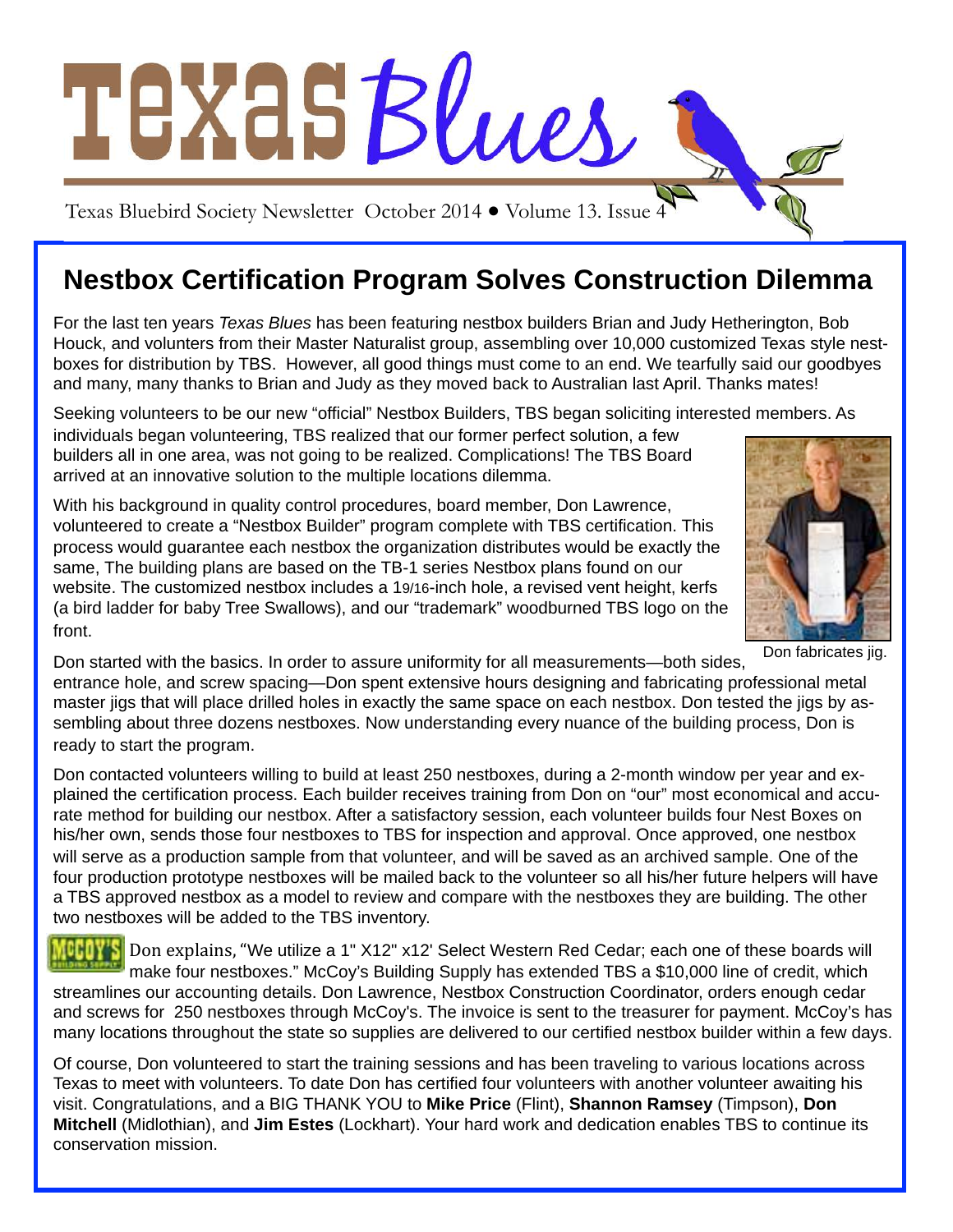# Texas Blues

Texas Bluebird Society Newsletter October 2014 • Volume 13. Issue 4

## Nestbox Certification Program Solves Construction Dilemma

For the last ten years *Texas Blues* has been featuring nestbox builders Brian and Judy Hetherington, Bob Houck, and volunters from their Master Naturalist group, assembling over 10,000 customized Texas style nestboxes for distribution by TBS. However, all good things must come to an end. We tearfully said our goodbyes and many, many thanks to Brian and Judy as they moved back to Australian last April. Thanks mates!

Seeking volunteers to be our new "official" Nestbox Builders, TBS began soliciting interested members. As individuals began volunteering, TBS realized that our former perfect solution, a few builders all in one area, was not going to be realized. Complications! The TBS Board arrived at an innovative solution to the multiple locations dilemma.

With his background in quality control procedures, board member, Don Lawrence, volunteered to create a "Nestbox Builder" program complete with TBS certification. This process would guarantee each nestbox the organization distributes would be exactly the same, The building plans are based on the TB-1 series Nestbox plans found on our website. The customized nestbox includes a 19/16-inch hole, a revised vent height, kerfs (a bird ladder for baby Tree Swallows), and our "trademark" woodburned TBS logo on the front.

Don fabricates jig.

Don started with the basics. In order to assure uniformity for all measurements—both sides, entrance hole, and screw spacing—Don spent extensive hours designing and fabricating professional metal master jigs that will place drilled holes in exactly the same space on each nestbox. Don tested the jigs by assembling about three dozens nestboxes. Now understanding every nuance of the building process, Don is ready to start the program.

Don contacted volunteers willing to build at least 250 nestboxes, during a 2-month window per year and explained the certification process. Each builder receives training from Don on "our" most economical and accurate method for building our nestbox. After a satisfactory session, each volunteer builds four Nest Boxes on his/her own, sends those four nestboxes to TBS for inspection and approval. Once approved, one nestbox will serve as a production sample from that volunteer, and will be saved as an archived sample. One of the four production prototype nestboxes will be mailed back to the volunteer so all his/her future helpers will have a TBS approved nestbox as a model to review and compare with the nestboxes they are building. The other two nestboxes will be added to the TBS inventory.

Don explains, "We utilize a 1" X12" x12' Select Western Red Cedar; each one of these boards will make four nestboxes." McCoy's Building Supply has extended TBS a $10,000 line of credit, which streamlines our accounting details. Don Lawrence, Nestbox Construction Coordinator, orders enough cedar and screws for 250 nestboxes through McCoy's. The invoice is sent to the treasurer for payment. McCoy's has many locations throughout the state so supplies are delivered to our certified nestbox builder within a few days.

Of course, Don volunteered to start the training sessions and has been traveling to various locations across Texas to meet with volunteers. To date Don has certified four volunteers with another volunteer awaiting his visit. Congratulations, and a BIG THANK YOU to **Mike Price** (Flint), **Shannon Ramsey** (Timpson), **Don Mitchell** (Midlothian), and **Jim Estes** (Lockhart). Your hard work and dedication enables TBS to continue its conservation mission.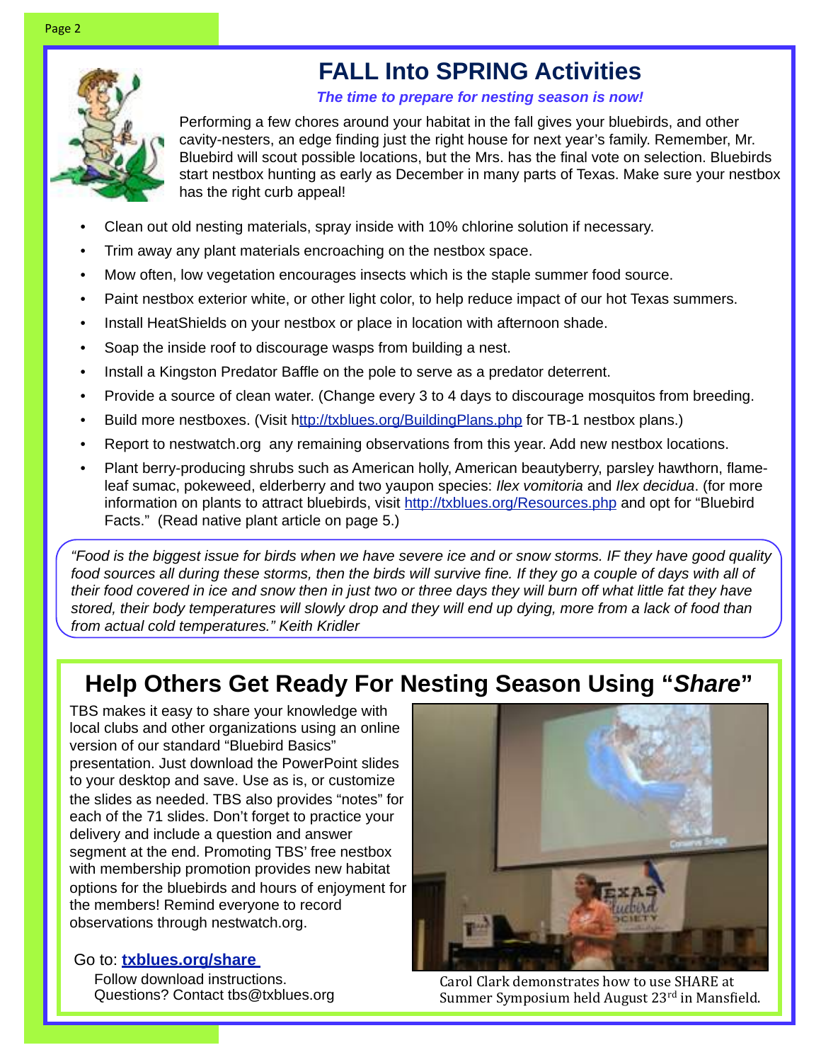# FALL Into SPRING Activities

***The time to prepare for nesting season is now!***

Performing a few chores around your habitat in the fall gives your bluebirds, and other cavity-nesters, an edge finding just the right house for next year's family. Remember, Mr. Bluebird will scout possible locations, but the Mrs. has the final vote on selection. Bluebirds start nestbox hunting as early as December in many parts of Texas. Make sure your nestbox has the right curb appeal!

- Clean out old nesting materials, spray inside with 10% chlorine solution if necessary.
- Trim away any plant materials encroaching on the nestbox space.
- Mow often, low vegetation encourages insects which is the staple summer food source.
- Paint nestbox exterior white, or other light color, to help reduce impact of our hot Texas summers.
- Install HeatShields on your nestbox or place in location with afternoon shade.
- Soap the inside roof to discourage wasps from building a nest.
- Install a Kingston Predator Baffle on the pole to serve as a predator deterrent.
- Provide a source of clean water. (Change every 3 to 4 days to discourage mosquitos from breeding.
- Build more nestboxes. (Visit http://txblues.org/BuildingPlans.php for TB-1 nestbox plans.)
- Report to neswatch.org any remaining observations from this year. Add new nestbox locations.
- Plant berry-producing shrubs such as American holly, American beautyberry, parsley hawthorn, flame-leaf sumac, pokeweed, elderberry and two yaupon species: *Ilex vomitoria* and *Ilex decidua*. (for more information on plants to attract bluebirds, visit http://txblues.org/Resources.php and opt for "Bluebird Facts." (Read native plant article on page 5.)

*"Food is the biggest issue for birds when we have severe ice and or snow storms. IF they have good quality food sources all during these storms, then the birds will survive fine. If they go a couple of days with all of their food covered in ice and snow then in just two or three days they will burn off what little fat they have stored, their body temperatures will slowly drop and they will end up dying, more from a lack of food than from actual cold temperatures." Keith Kridler*

## Help Others Get Ready For Nesting Season Using "*Share*"

TBS makes it easy to share your knowledge with local clubs and other organizations using an online version of our standard "Bluebird Basics" presentation. Just download the PowerPoint slides to your desktop and save. Use as is, or customize the slides as needed. TBS also provides "notes" for each of the 71 slides. Don't forget to practice your delivery and include a question and answer segment at the end. Promoting TBS' free nestbox with membership promotion provides new habitat options for the bluebirds and hours of enjoyment for the members! Remind everyone to record observations through nestwatch.org.

Go to: **txblues.org/share**

Follow download instructions.
Questions? Contact tbs@txblues.org

Carol Clark demonstrates how to use SHARE at Summer Symposium held August 23rd in Mansfield.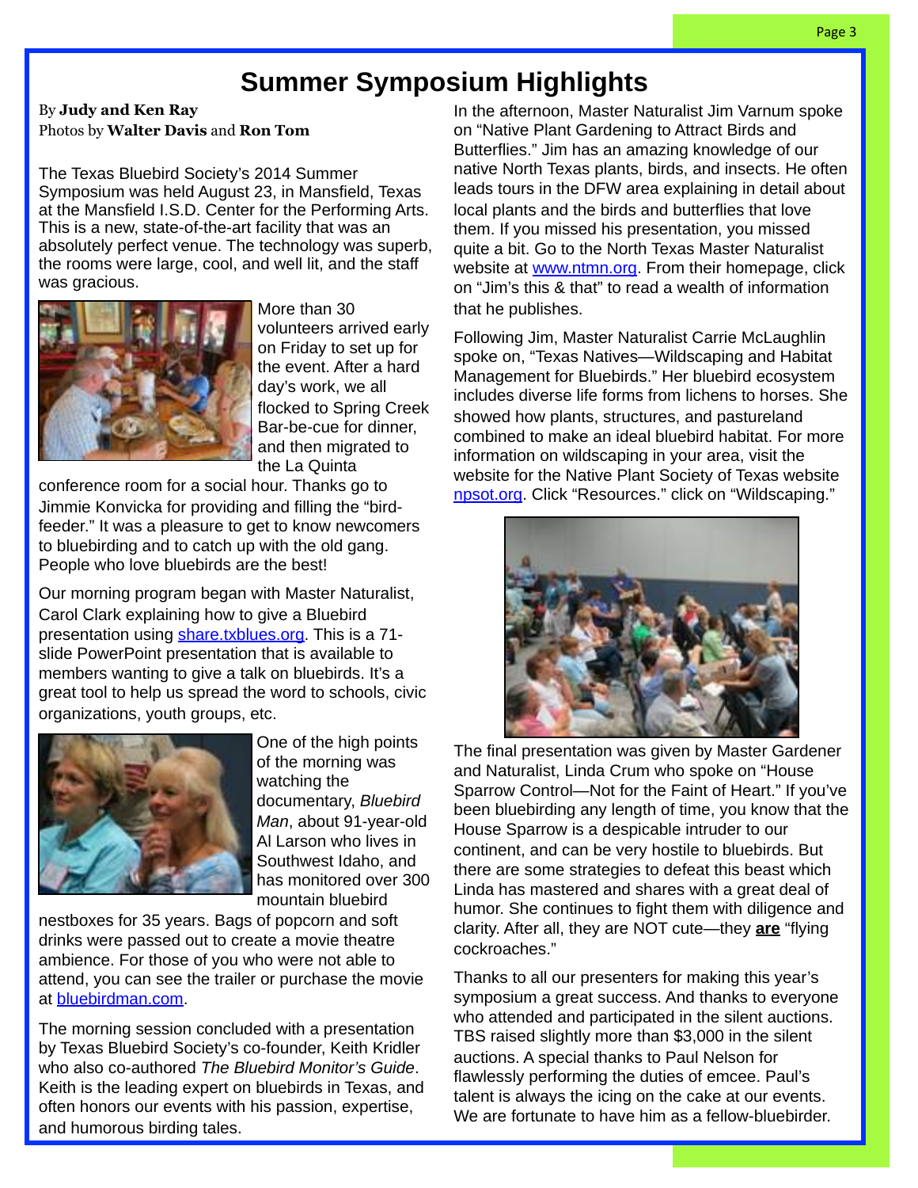# Summer Symposium Highlights

By **Judy and Ken Ray**
Photos by **Walter Davis** and **Ron Tom**

The Texas Bluebird Society's 2014 Summer Symposium was held August 23, in Mansfield, Texas at the Mansfield I.S.D. Center for the Performing Arts. This is a new, state-of-the-art facility that was an absolutely perfect venue. The technology was superb, the rooms were large, cool, and well lit, and the staff was gracious.

More than 30 volunteers arrived early on Friday to set up for the event. After a hard day's work, we all flocked to Spring Creek Bar-be-cue for dinner, and then migrated to the La Quinta conference room for a social hour. Thanks go to Jimmie Konvicka for providing and filling the "bird-feeder." It was a pleasure to get to know newcomers to bluebirding and to catch up with the old gang. People who love bluebirds are the best!

Our morning program began with Master Naturalist, Carol Clark explaining how to give a Bluebird presentation using share.txblues.org. This is a 71-slide PowerPoint presentation that is available to members wanting to give a talk on bluebirds. It's a great tool to help us spread the word to schools, civic organizations, youth groups, etc.

One of the high points of the morning was watching the documentary, *Bluebird Man*, about 91-year-old Al Larson who lives in Southwest Idaho, and has monitored over 300 mountain bluebird nestboxes for 35 years. Bags of popcorn and soft drinks were passed out to create a movie theatre ambience. For those of you who were not able to attend, you can see the trailer or purchase the movie at bluebirdman.com.

The morning session concluded with a presentation by Texas Bluebird Society's co-founder, Keith Kridler who also co-authored *The Bluebird Monitor's Guide*. Keith is the leading expert on bluebirds in Texas, and often honors our events with his passion, expertise, and humorous birding tales.

In the afternoon, Master Naturalist Jim Varnum spoke on "Native Plant Gardening to Attract Birds and Butterflies." Jim has an amazing knowledge of our native North Texas plants, birds, and insects. He often leads tours in the DFW area explaining in detail about local plants and the birds and butterflies that love them. If you missed his presentation, you missed quite a bit. Go to the North Texas Master Naturalist website at www.ntmn.org. From their homepage, click on "Jim's this & that" to read a wealth of information that he publishes.

Following Jim, Master Naturalist Carrie McLaughlin spoke on, "Texas Natives—Wildscaping and Habitat Management for Bluebirds." Her bluebird ecosystem includes diverse life forms from lichens to horses. She showed how plants, structures, and pastureland combined to make an ideal bluebird habitat. For more information on wildscaping in your area, visit the website for the Native Plant Society of Texas website npsot.org. Click "Resources." click on "Wildscaping."

The final presentation was given by Master Gardener and Naturalist, Linda Crum who spoke on "House Sparrow Control—Not for the Faint of Heart." If you've been bluebirding any length of time, you know that the House Sparrow is a despicable intruder to our continent, and can be very hostile to bluebirds. But there are some strategies to defeat this beast which Linda has mastered and shares with a great deal of humor. She continues to fight them with diligence and clarity. After all, they are NOT cute—they **are** "flying cockroaches."

Thanks to all our presenters for making this year's symposium a great success. And thanks to everyone who attended and participated in the silent auctions. TBS raised slightly more than $3,000 in the silent auctions. A special thanks to Paul Nelson for flawlessly performing the duties of emcee. Paul's talent is always the icing on the cake at our events. We are fortunate to have him as a fellow-bluebirder.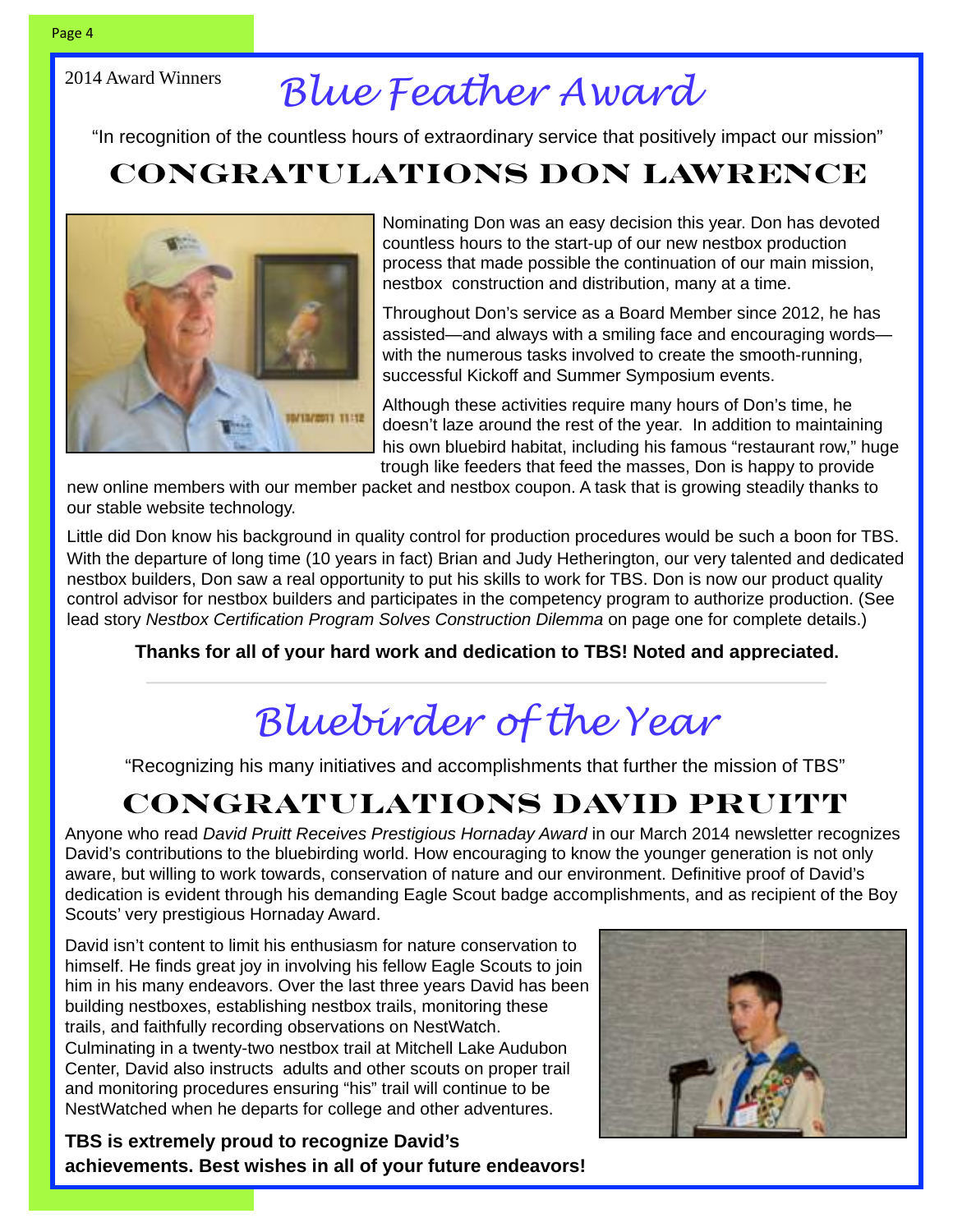2014 Award Winners

# Blue Feather Award

"In recognition of the countless hours of extraordinary service that positively impact our mission"

## CONGRATULATIONS DON LAWRENCE

Nominating Don was an easy decision this year. Don has devoted countless hours to the start-up of our new nestbox production process that made possible the continuation of our main mission, nestbox construction and distribution, many at a time.

Throughout Don's service as a Board Member since 2012, he has assisted—and always with a smiling face and encouraging words—with the numerous tasks involved to create the smooth-running, successful Kickoff and Summer Symposium events.

Although these activities require many hours of Don's time, he doesn't laze around the rest of the year. In addition to maintaining his own bluebird habitat, including his famous "restaurant row," huge trough like feeders that feed the masses, Don is happy to provide new online members with our member packet and nestbox coupon. A task that is growing steadily thanks to our stable website technology.

Little did Don know his background in quality control for production procedures would be such a boon for TBS. With the departure of long time (10 years in fact) Brian and Judy Hetherington, our very talented and dedicated nestbox builders, Don saw a real opportunity to put his skills to work for TBS. Don is now our product quality control advisor for nestbox builders and participates in the competency program to authorize production. (See lead story *Nestbox Certification Program Solves Construction Dilemma* on page one for complete details.)

**Thanks for all of your hard work and dedication to TBS! Noted and appreciated.**

# Bluebirder of the Year

"Recognizing his many initiatives and accomplishments that further the mission of TBS"

## CONGRATULATIONS DAVID PRUITT

Anyone who read *David Pruitt Receives Prestigious Hornaday Award* in our March 2014 newsletter recognizes David's contributions to the bluebirding world. How encouraging to know the younger generation is not only aware, but willing to work towards, conservation of nature and our environment. Definitive proof of David's dedication is evident through his demanding Eagle Scout badge accomplishments, and as recipient of the Boy Scouts' very prestigious Hornaday Award.

David isn't content to limit his enthusiasm for nature conservation to himself. He finds great joy in involving his fellow Eagle Scouts to join him in his many endeavors. Over the last three years David has been building nestboxes, establishing nestbox trails, monitoring these trails, and faithfully recording observations on NestWatch. Culminating in a twenty-two nestbox trail at Mitchell Lake Audubon Center, David also instructs adults and other scouts on proper trail and monitoring procedures ensuring "his" trail will continue to be NestWatched when he departs for college and other adventures.

**TBS is extremely proud to recognize David's achievements. Best wishes in all of your future endeavors!**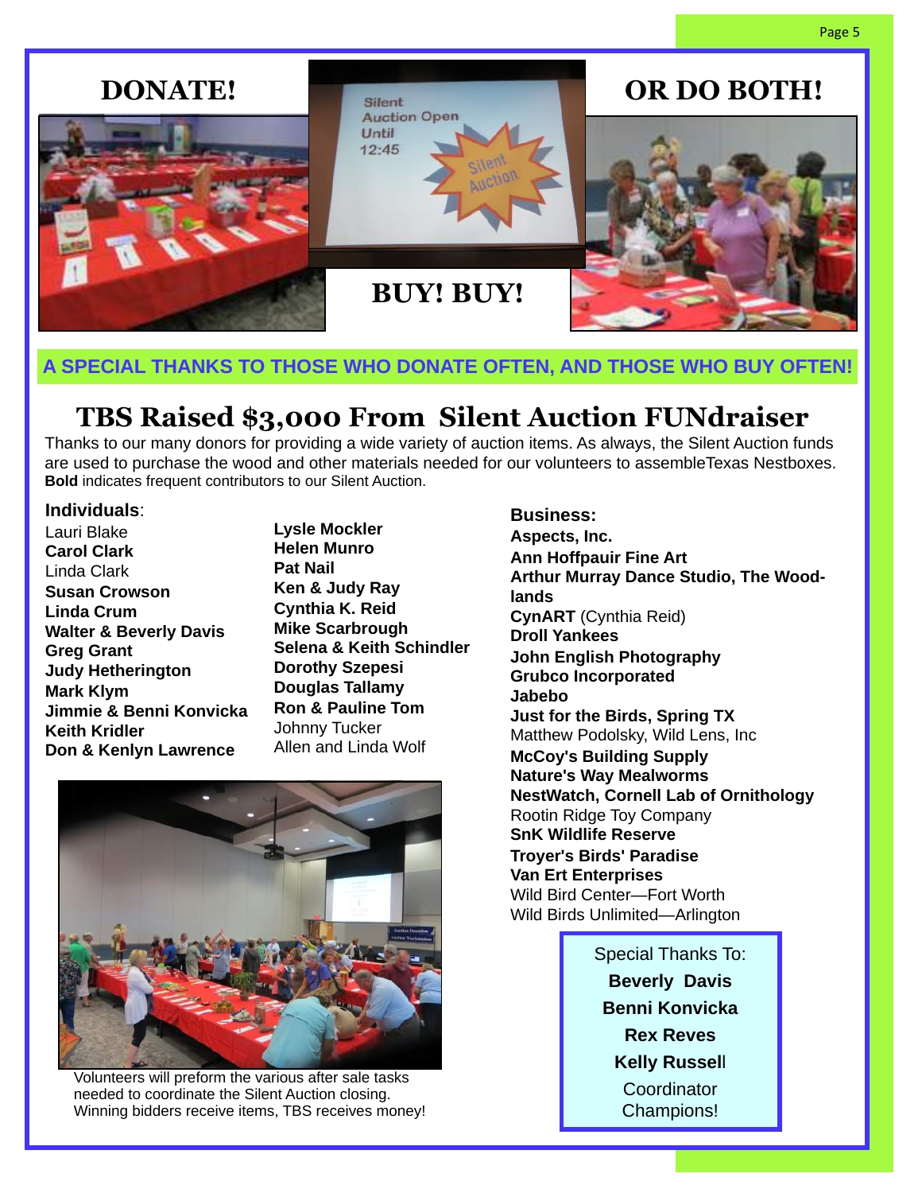# DONATE!

# OR DO BOTH!

# BUY! BUY!

**A SPECIAL THANKS TO THOSE WHO DONATE OFTEN, AND THOSE WHO BUY OFTEN!**

## TBS Raised $3,000 From Silent Auction FUNdraiser

Thanks to our many donors for providing a wide variety of auction items. As always, the Silent Auction funds are used to purchase the wood and other materials needed for our volunteers to assembleTexas Nestboxes. **Bold** indicates frequent contributors to our Silent Auction.

**Individuals**:

Lauri Blake
**Carol Clark**
Linda Clark
**Susan Crowson**
**Linda Crum**
**Walter & Beverly Davis**
**Greg Grant**
**Judy Hetherington**
**Mark Klym**
**Jimmie & Benni Konvicka**
**Keith Kridler**
**Don & Kenlyn Lawrence**
**Lysle Mockler**
**Helen Munro**
**Pat Nail**
**Ken & Judy Ray**
**Cynthia K. Reid**
**Mike Scarbrough**
**Selena & Keith Schindler**
**Dorothy Szepesi**
**Douglas Tallamy**
**Ron & Pauline Tom**
Johnny Tucker
Allen and Linda Wolf

Volunteers will preform the various after sale tasks needed to coordinate the Silent Auction closing. Winning bidders receive items, TBS receives money!

**Business:**

**Aspects, Inc.**
**Ann Hoffpauir Fine Art**
**Arthur Murray Dance Studio, The Woodlands**
**CynART** (Cynthia Reid)
**Droll Yankees**
**John English Photography**
**Grubco Incorporated**
**Jabebo**
**Just for the Birds, Spring TX**
Matthew Podolsky, Wild Lens, Inc
**McCoy's Building Supply**
**Nature's Way Mealworms**
**NestWatch, Cornell Lab of Ornithology**
Rootin Ridge Toy Company
**SnK Wildlife Reserve**
**Troyer's Birds' Paradise**
**Van Ert Enterprises**
Wild Bird Center—Fort Worth
Wild Birds Unlimited—Arlington

Special Thanks To:
**Beverly Davis**
**Benni Konvicka**
**Rex Reves**
**Kelly Russell**
Coordinator Champions!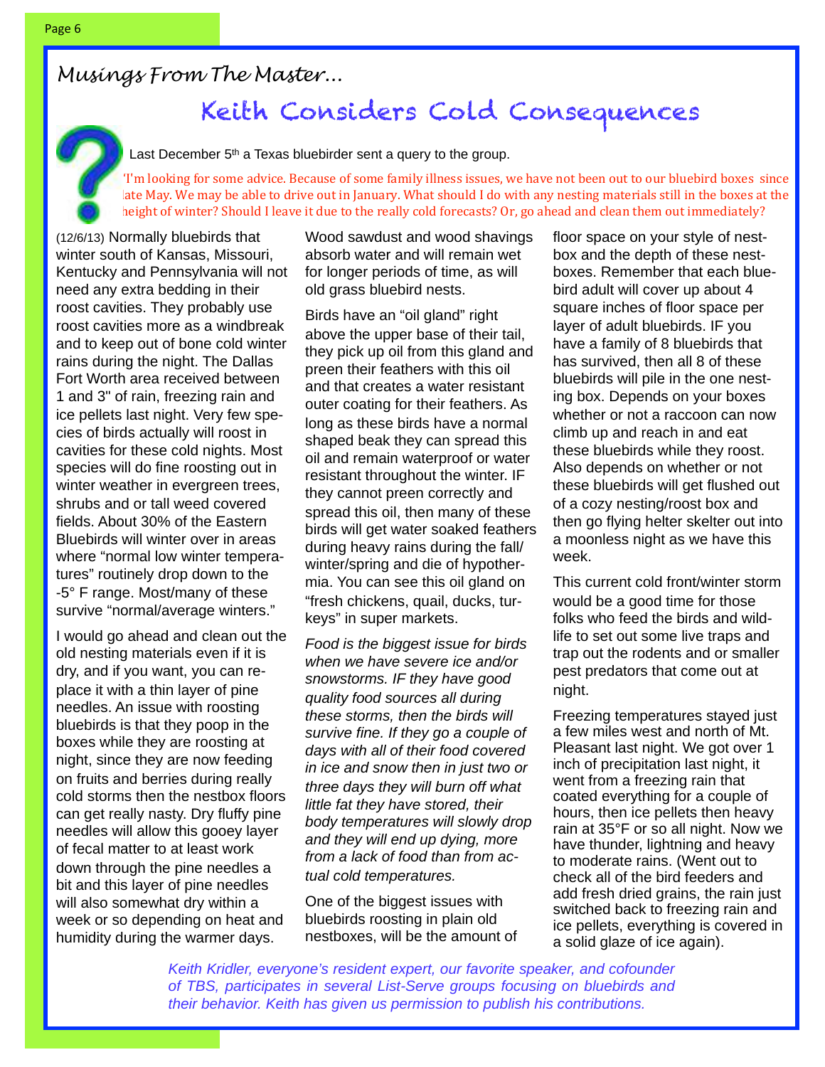## Musings From The Master…

# Keith Considers Cold Consequences

Last December 5th a Texas bluebirder sent a query to the group.

"I'm looking for some advice. Because of some family illness issues, we have not been out to our bluebird boxes since late May. We may be able to drive out in January. What should I do with any nesting materials still in the boxes at the height of winter? Should I leave it due to the really cold forecasts? Or, go ahead and clean them out immediately?

(12/6/13) Normally bluebirds that winter south of Kansas, Missouri, Kentucky and Pennsylvania will not need any extra bedding in their roost cavities. They probably use roost cavities more as a windbreak and to keep out of bone cold winter rains during the night. The Dallas Fort Worth area received between 1 and 3" of rain, freezing rain and ice pellets last night. Very few species of birds actually will roost in cavities for these cold nights. Most species will do fine roosting out in winter weather in evergreen trees, shrubs and or tall weed covered fields. About 30% of the Eastern Bluebirds will winter over in areas where "normal low winter temperatures" routinely drop down to the -5° F range. Most/many of these survive "normal/average winters."

I would go ahead and clean out the old nesting materials even if it is dry, and if you want, you can replace it with a thin layer of pine needles. An issue with roosting bluebirds is that they poop in the boxes while they are roosting at night, since they are now feeding on fruits and berries during really cold storms then the nestbox floors can get really nasty. Dry fluffy pine needles will allow this gooey layer of fecal matter to at least work down through the pine needles a bit and this layer of pine needles will also somewhat dry within a week or so depending on heat and humidity during the warmer days. Wood sawdust and wood shavings absorb water and will remain wet for longer periods of time, as will old grass bluebird nests.

Birds have an "oil gland" right above the upper base of their tail, they pick up oil from this gland and preen their feathers with this oil and that creates a water resistant outer coating for their feathers. As long as these birds have a normal shaped beak they can spread this oil and remain waterproof or water resistant throughout the winter. IF they cannot preen correctly and spread this oil, then many of these birds will get water soaked feathers during heavy rains during the fall/winter/spring and die of hypothermia. You can see this oil gland on "fresh chickens, quail, ducks, turkeys" in super markets.

*Food is the biggest issue for birds when we have severe ice and/or snowstorms. IF they have good quality food sources all during these storms, then the birds will survive fine. If they go a couple of days with all of their food covered in ice and snow then in just two or three days they will burn off what little fat they have stored, their body temperatures will slowly drop and they will end up dying, more from a lack of food than from actual cold temperatures.*

One of the biggest issues with bluebirds roosting in plain old nestboxes, will be the amount of floor space on your style of nestbox and the depth of these nestboxes. Remember that each bluebird adult will cover up about 4 square inches of floor space per layer of adult bluebirds. IF you have a family of 8 bluebirds that has survived, then all 8 of these bluebirds will pile in the one nesting box. Depends on your boxes whether or not a raccoon can now climb up and reach in and eat these bluebirds while they roost. Also depends on whether or not these bluebirds will get flushed out of a cozy nesting/roost box and then go flying helter skelter out into a moonless night as we have this week.

This current cold front/winter storm would be a good time for those folks who feed the birds and wildlife to set out some live traps and trap out the rodents and or smaller pest predators that come out at night.

Freezing temperatures stayed just a few miles west and north of Mt. Pleasant last night. We got over 1 inch of precipitation last night, it went from a freezing rain that coated everything for a couple of hours, then ice pellets then heavy rain at 35°F or so all night. Now we have thunder, lightning and heavy to moderate rains. (Went out to check all of the bird feeders and add fresh dried grains, the rain just switched back to freezing rain and ice pellets, everything is covered in a solid glaze of ice again).

*Keith Kridler, everyone's resident expert, our favorite speaker, and cofounder of TBS, participates in several List-Serve groups focusing on bluebirds and their behavior. Keith has given us permission to publish his contributions.*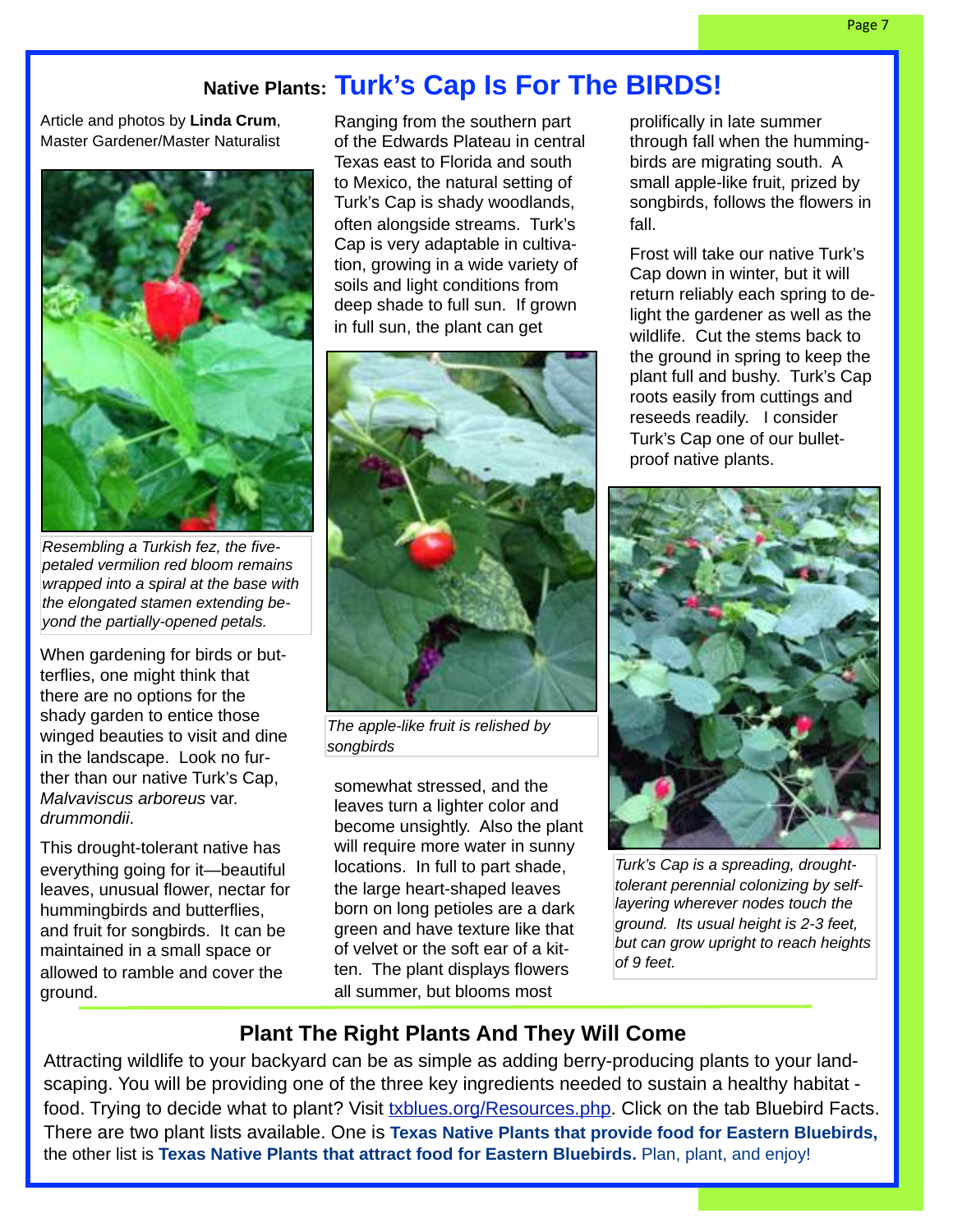## Native Plants: Turk's Cap Is For The BIRDS!

Article and photos by **Linda Crum**, Master Gardener/Master Naturalist

*Resembling a Turkish fez, the five-petaled vermilion red bloom remains wrapped into a spiral at the base with the elongated stamen extending beyond the partially-opened petals.*

When gardening for birds or butterflies, one might think that there are no options for the shady garden to entice those winged beauties to visit and dine in the landscape. Look no further than our native Turk's Cap, *Malvaviscus arboreus* var. *drummondii*.

This drought-tolerant native has everything going for it—beautiful leaves, unusual flower, nectar for hummingbirds and butterflies, and fruit for songbirds. It can be maintained in a small space or allowed to ramble and cover the ground.

Ranging from the southern part of the Edwards Plateau in central Texas east to Florida and south to Mexico, the natural setting of Turk's Cap is shady woodlands, often alongside streams. Turk's Cap is very adaptable in cultivation, growing in a wide variety of soils and light conditions from deep shade to full sun. If grown in full sun, the plant can get somewhat stressed, and the leaves turn a lighter color and become unsightly. Also the plant will require more water in sunny locations. In full to part shade, the large heart-shaped leaves born on long petioles are a dark green and have texture like that of velvet or the soft ear of a kitten. The plant displays flowers all summer, but blooms most prolifically in late summer through fall when the hummingbirds are migrating south. A small apple-like fruit, prized by songbirds, follows the flowers in fall.

*The apple-like fruit is relished by songbirds*

Frost will take our native Turk's Cap down in winter, but it will return reliably each spring to delight the gardener as well as the wildlife. Cut the stems back to the ground in spring to keep the plant full and bushy. Turk's Cap roots easily from cuttings and reseeds readily. I consider Turk's Cap one of our bullet-proof native plants.

*Turk's Cap is a spreading, drought-tolerant perennial colonizing by self-layering wherever nodes touch the ground. Its usual height is 2-3 feet, but can grow upright to reach heights of 9 feet.*

## Plant The Right Plants And They Will Come

Attracting wildlife to your backyard can be as simple as adding berry-producing plants to your landscaping. You will be providing one of the three key ingredients needed to sustain a healthy habitat - food. Trying to decide what to plant? Visit txblues.org/Resources.php. Click on the tab Bluebird Facts. There are two plant lists available. One is **Texas Native Plants that provide food for Eastern Bluebirds,** the other list is **Texas Native Plants that attract food for Eastern Bluebirds.** Plan, plant, and enjoy!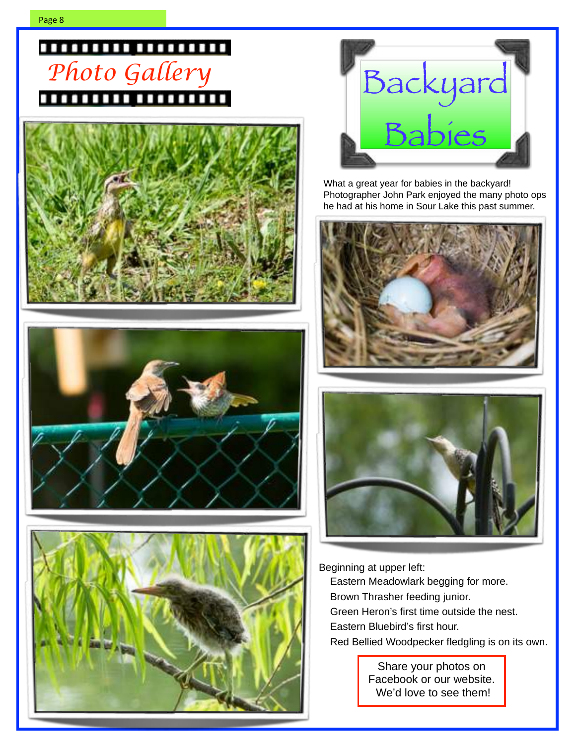# Photo Gallery

## Backyard Babies

What a great year for babies in the backyard! Photographer John Park enjoyed the many photo ops he had at his home in Sour Lake this past summer.

Beginning at upper left:

- Eastern Meadowlark begging for more.
- Brown Thrasher feeding junior.
- Green Heron's first time outside the nest.
- Eastern Bluebird's first hour.
- Red Bellied Woodpecker fledgling is on its own.

Share your photos on Facebook or our website. We'd love to see them!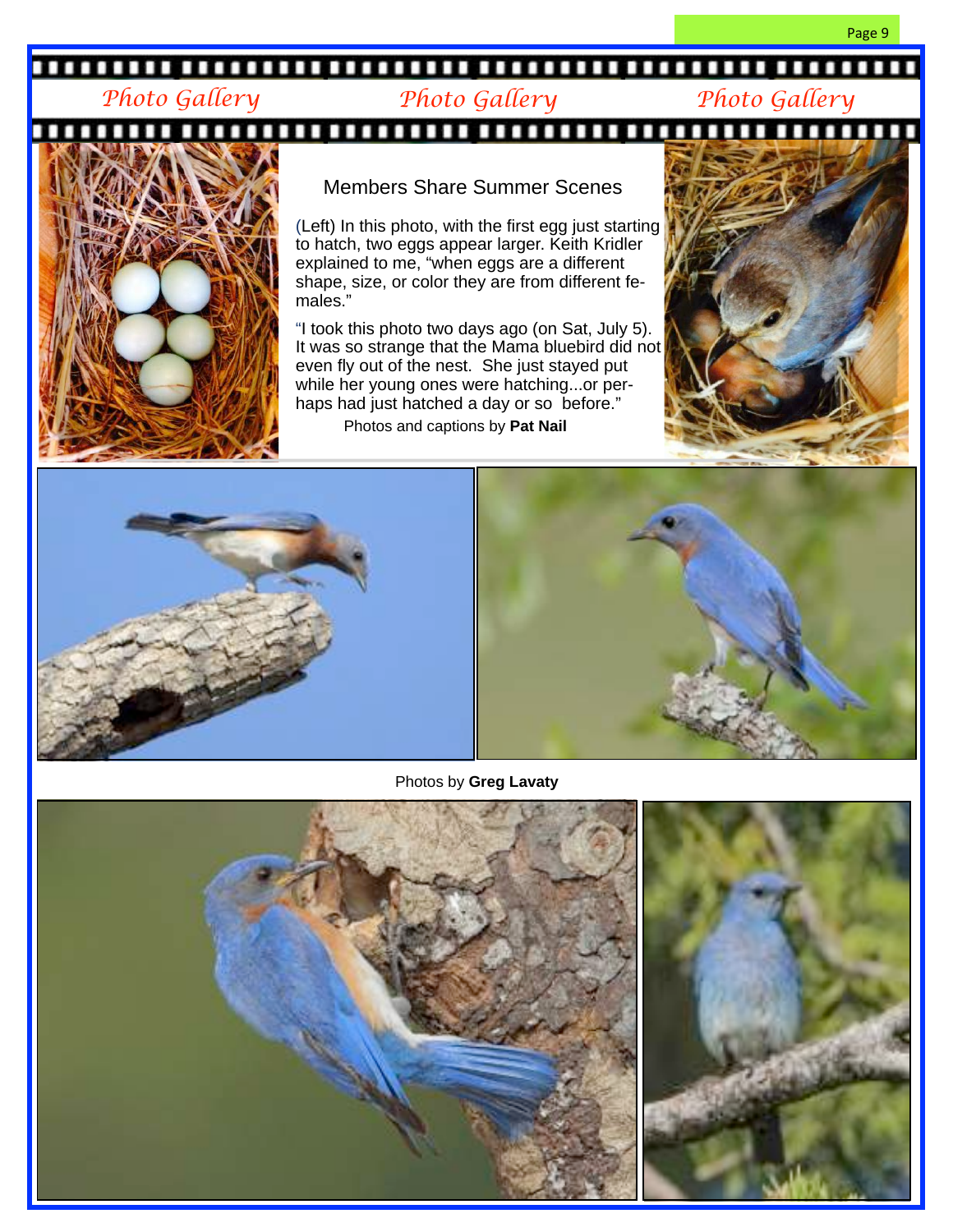# Photo Gallery

## Members Share Summer Scenes

(Left) In this photo, with the first egg just starting to hatch, two eggs appear larger. Keith Kridler explained to me, "when eggs are a different shape, size, or color they are from different females."

"I took this photo two days ago (on Sat, July 5). It was so strange that the Mama bluebird did not even fly out of the nest. She just stayed put while her young ones were hatching...or perhaps had just hatched a day or so before."

Photos and captions by **Pat Nail**

Photos by **Greg Lavaty**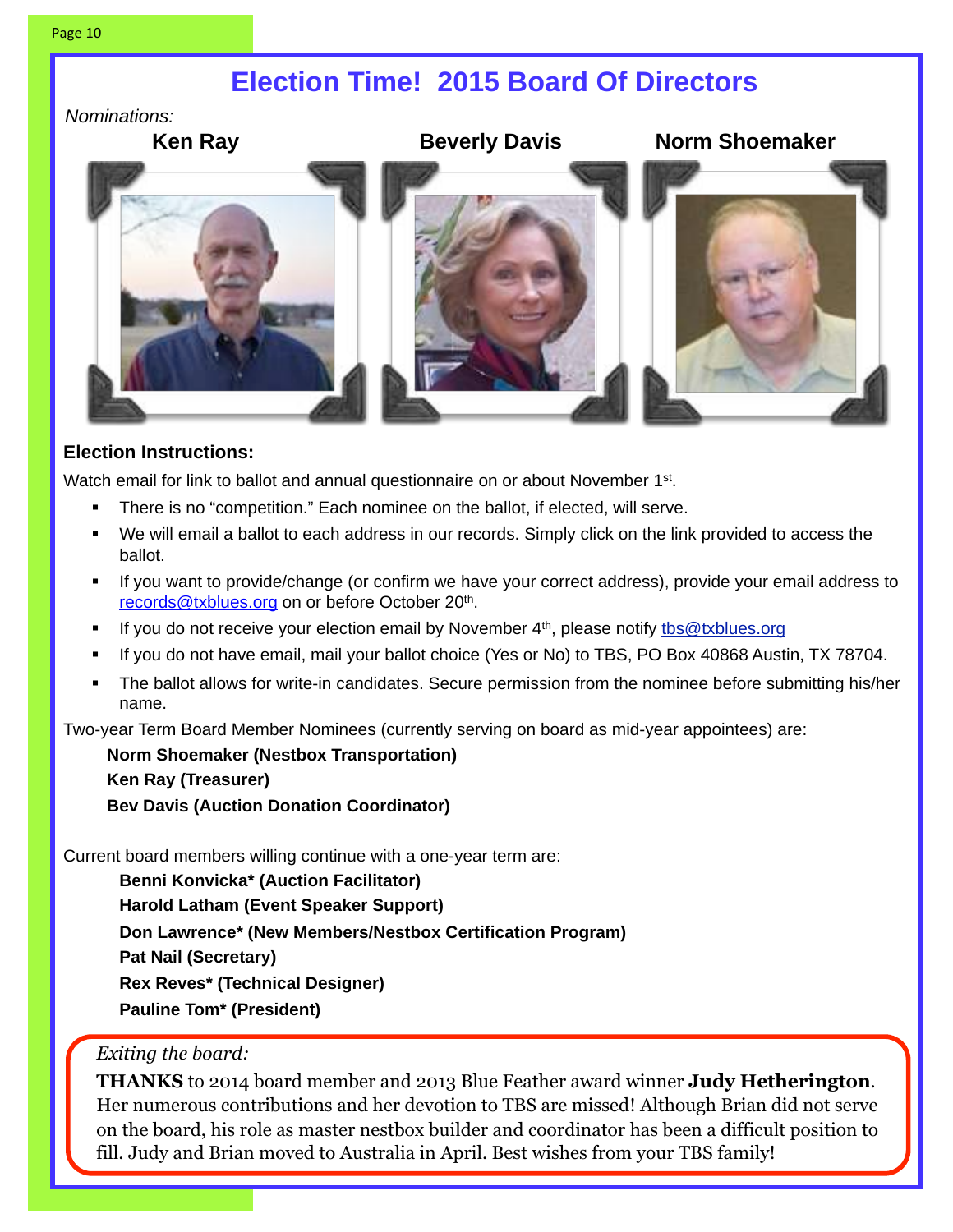# Election Time! 2015 Board Of Directors

*Nominations:*

**Ken Ray** **Beverly Davis** **Norm Shoemaker**

**Election Instructions:**

Watch email for link to ballot and annual questionnaire on or about November 1st.

- There is no “competition.” Each nominee on the ballot, if elected, will serve.
- We will email a ballot to each address in our records. Simply click on the link provided to access the ballot.
- If you want to provide/change (or confirm we have your correct address), provide your email address to records@txblues.org on or before October 20th.
- If you do not receive your election email by November 4th, please notify tbs@txblues.org
- If you do not have email, mail your ballot choice (Yes or No) to TBS, PO Box 40868 Austin, TX 78704.
- The ballot allows for write-in candidates. Secure permission from the nominee before submitting his/her name.

Two-year Term Board Member Nominees (currently serving on board as mid-year appointees) are:

**Norm Shoemaker (Nestbox Transportation)**
**Ken Ray (Treasurer)**
**Bev Davis (Auction Donation Coordinator)**

Current board members willing continue with a one-year term are:

**Benni Konvicka* (Auction Facilitator)**
**Harold Latham (Event Speaker Support)**
**Don Lawrence* (New Members/Nestbox Certification Program)**
**Pat Nail (Secretary)**
**Rex Reves* (Technical Designer)**
**Pauline Tom* (President)**

*Exiting the board:*

**THANKS** to 2014 board member and 2013 Blue Feather award winner **Judy Hetherington**. Her numerous contributions and her devotion to TBS are missed! Although Brian did not serve on the board, his role as master nestbox builder and coordinator has been a difficult position to fill. Judy and Brian moved to Australia in April. Best wishes from your TBS family!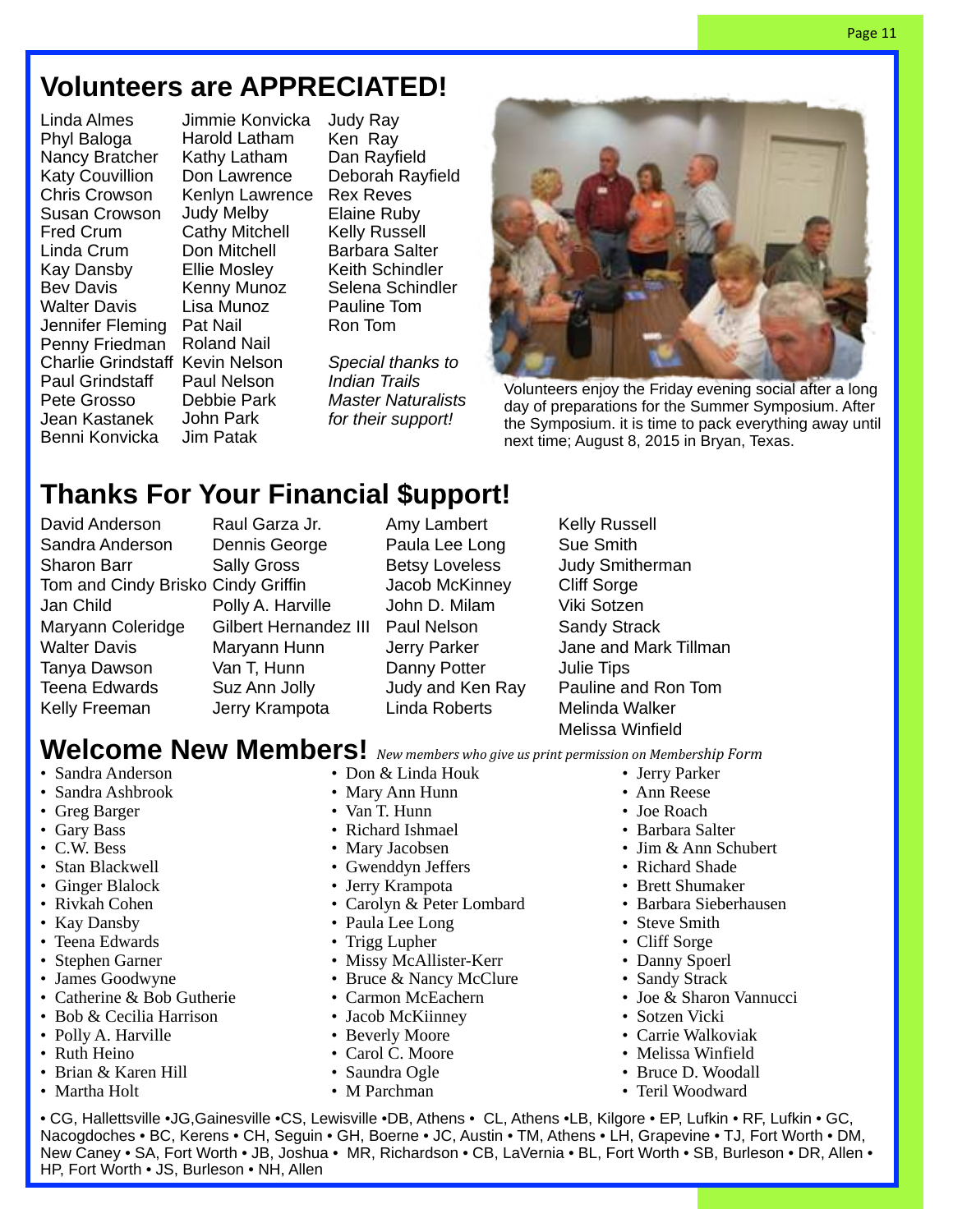# Volunteers are APPRECIATED!

Linda Almes
Phyl Baloga
Nancy Bratcher
Katy Couvillion
Chris Crowson
Susan Crowson
Fred Crum
Linda Crum
Kay Dansby
Bev Davis
Walter Davis
Jennifer Fleming
Penny Friedman
Charlie Grindstaff
Paul Grindstaff
Pete Grosso
Jean Kastanek
Benni Konvicka
Jimmie Konvicka
Harold Latham
Kathy Latham
Don Lawrence
Kenlyn Lawrence
Judy Melby
Cathy Mitchell
Don Mitchell
Ellie Mosley
Kenny Munoz
Lisa Munoz
Pat Nail
Roland Nail
Kevin Nelson
Paul Nelson
Debbie Park
John Park
Jim Patak
Judy Ray
Ken Ray
Dan Rayfield
Deborah Rayfield
Rex Reves
Elaine Ruby
Kelly Russell
Barbara Salter
Keith Schindler
Selena Schindler
Pauline Tom
Ron Tom

*Special thanks to Indian Trails Master Naturalists for their support!*

Volunteers enjoy the Friday evening social after a long day of preparations for the Summer Symposium. After the Symposium. it is time to pack everything away until next time; August 8, 2015 in Bryan, Texas.

# Thanks For Your Financial $upport!

David Anderson
Sandra Anderson
Sharon Barr
Tom and Cindy Brisko
Jan Child
Maryann Coleridge
Walter Davis
Tanya Dawson
Teena Edwards
Kelly Freeman
Raul Garza Jr.
Dennis George
Sally Gross
Cindy Griffin
Polly A. Harville
Gilbert Hernandez III
Maryann Hunn
Van T, Hunn
Suz Ann Jolly
Jerry Krampota
Amy Lambert
Paula Lee Long
Betsy Loveless
Jacob McKinney
John D. Milam
Paul Nelson
Jerry Parker
Danny Potter
Judy and Ken Ray
Linda Roberts
Kelly Russell
Sue Smith
Judy Smitherman
Cliff Sorge
Viki Sotzen
Sandy Strack
Jane and Mark Tillman
Julie Tips
Pauline and Ron Tom
Melinda Walker
Melissa Winfield

# Welcome New Members! *New members who give us print permission on Membership Form*

- Sandra Anderson
- Sandra Ashbrook
- Greg Barger
- Gary Bass
- C.W. Bess
- Stan Blackwell
- Ginger Blalock
- Rivkah Cohen
- Kay Dansby
- Teena Edwards
- Stephen Garner
- James Goodwyne
- Catherine & Bob Gutherie
- Bob & Cecilia Harrison
- Polly A. Harville
- Ruth Heino
- Brian & Karen Hill
- Martha Holt
- Don & Linda Houk
- Mary Ann Hunn
- Van T. Hunn
- Richard Ishmael
- Mary Jacobsen
- Gwenddyn Jeffers
- Jerry Krampota
- Carolyn & Peter Lombard
- Paula Lee Long
- Trigg Lupher
- Missy McAllister-Kerr
- Bruce & Nancy McClure
- Carmon McEachern
- Jacob McKiinney
- Beverly Moore
- Carol C. Moore
- Saundra Ogle
- M Parchman
- Jerry Parker
- Ann Reese
- Joe Roach
- Barbara Salter
- Jim & Ann Schubert
- Richard Shade
- Brett Shumaker
- Barbara Sieberhausen
- Steve Smith
- Cliff Sorge
- Danny Spoerl
- Sandy Strack
- Joe & Sharon Vannucci
- Sotzen Vicki
- Carrie Walkoviak
- Melissa Winfield
- Bruce D. Woodall
- Teril Woodward

• CG, Hallettsville •JG,Gainesville •CS, Lewisville •DB, Athens • CL, Athens •LB, Kilgore • EP, Lufkin • RF, Lufkin • GC, Nacogdoches • BC, Kerens • CH, Seguin • GH, Boerne • JC, Austin • TM, Athens • LH, Grapevine • TJ, Fort Worth • DM, New Caney • SA, Fort Worth • JB, Joshua • MR, Richardson • CB, LaVernia • BL, Fort Worth • SB, Burleson • DR, Allen • HP, Fort Worth • JS, Burleson • NH, Allen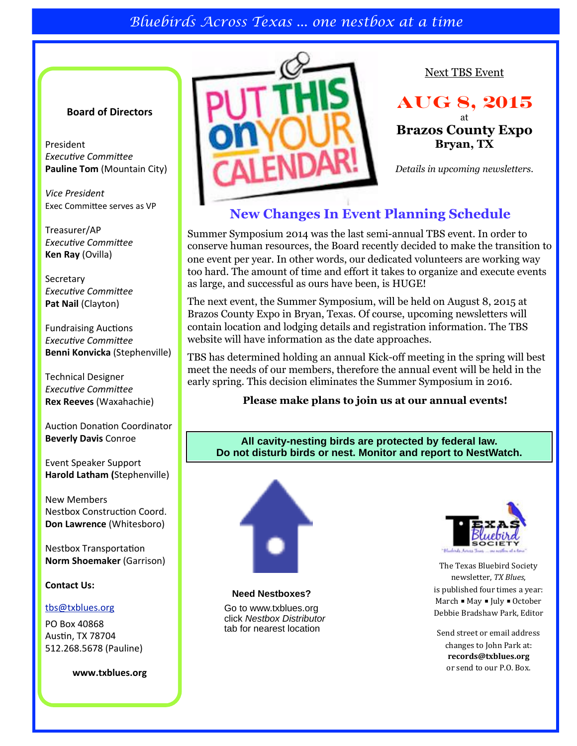*Bluebirds Across Texas ... one nestbox at a time*

**Board of Directors**

President
*Executive Committee*
**Pauline Tom** (Mountain City)

*Vice President*
Exec Committee serves as VP

Treasurer/AP
*Executive Committee*
**Ken Ray** (Ovilla)

Secretary
*Executive Committee*
**Pat Nail** (Clayton)

Fundraising Auctions
*Executive Committee*
**Benni Konvicka** (Stephenville)

Technical Designer
*Executive Committee*
**Rex Reeves** (Waxahachie)

Auction Donation Coordinator
**Beverly Davis** Conroe

Event Speaker Support
**Harold Latham (**Stephenville)

New Members
Nestbox Construction Coord.
**Don Lawrence** (Whitesboro)

Nestbox Transportation
**Norm Shoemaker** (Garrison)

**Contact Us:**

tbs@txblues.org

PO Box 40868
Austin, TX 78704
512.268.5678 (Pauline)

**www.txblues.org**

PUT THIS on YOUR CALENDAR!

Next TBS Event

**AUG 8, 2015**
at
**Brazos County Expo**
**Bryan, TX**

*Details in upcoming newsletters.*

## New Changes In Event Planning Schedule

Summer Symposium 2014 was the last semi-annual TBS event. In order to conserve human resources, the Board recently decided to make the transition to one event per year. In other words, our dedicated volunteers are working way too hard. The amount of time and effort it takes to organize and execute events as large, and successful as ours have been, is HUGE!

The next event, the Summer Symposium, will be held on August 8, 2015 at Brazos County Expo in Bryan, Texas. Of course, upcoming newsletters will contain location and lodging details and registration information. The TBS website will have information as the date approaches.

TBS has determined holding an annual Kick-off meeting in the spring will best meet the needs of our members, therefore the annual event will be held in the early spring. This decision eliminates the Summer Symposium in 2016.

**Please make plans to join us at our annual events!**

**All cavity-nesting birds are protected by federal law.**
**Do not disturb birds or nest. Monitor and report to NestWatch.**

**Need Nestboxes?**

Go to www.txblues.org
click *Nestbox Distributor*
tab for nearest location

The Texas Bluebird Society newsletter, *TX Blues*, is published four times a year:
March ▪ May ▪ July ▪ October
Debbie Bradshaw Park, Editor

Send street or email address changes to John Park at:
**records@txblues.org**
or send to our P.O. Box.